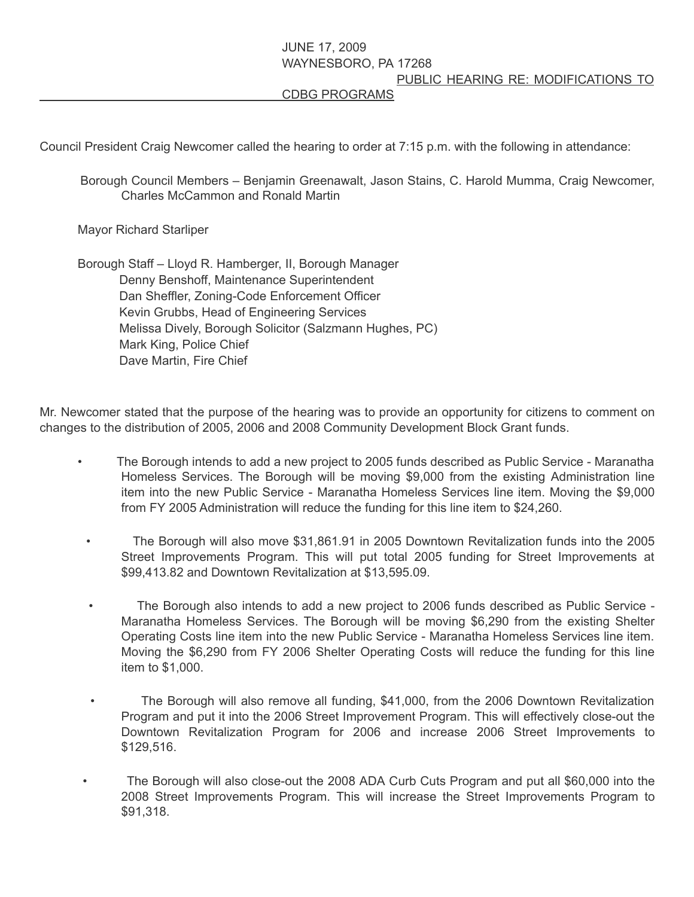JUNE 17, 2009
WAYNESBORO, PA 17268
PUBLIC HEARING RE: MODIFICATIONS TO CDBG PROGRAMS

Council President Craig Newcomer called the hearing to order at 7:15 p.m. with the following in attendance:

Borough Council Members – Benjamin Greenawalt, Jason Stains, C. Harold Mumma, Craig Newcomer, Charles McCammon and Ronald Martin

Mayor Richard Starliper

Borough Staff – Lloyd R. Hamberger, II, Borough Manager
Denny Benshoff, Maintenance Superintendent
Dan Sheffler, Zoning-Code Enforcement Officer
Kevin Grubbs, Head of Engineering Services
Melissa Dively, Borough Solicitor (Salzmann Hughes, PC)
Mark King, Police Chief
Dave Martin, Fire Chief

Mr. Newcomer stated that the purpose of the hearing was to provide an opportunity for citizens to comment on changes to the distribution of 2005, 2006 and 2008 Community Development Block Grant funds.

- The Borough intends to add a new project to 2005 funds described as Public Service - Maranatha Homeless Services. The Borough will be moving $9,000 from the existing Administration line item into the new Public Service - Maranatha Homeless Services line item. Moving the $9,000 from FY 2005 Administration will reduce the funding for this line item to $24,260.
- The Borough will also move $31,861.91 in 2005 Downtown Revitalization funds into the 2005 Street Improvements Program. This will put total 2005 funding for Street Improvements at $99,413.82 and Downtown Revitalization at $13,595.09.
- The Borough also intends to add a new project to 2006 funds described as Public Service - Maranatha Homeless Services. The Borough will be moving $6,290 from the existing Shelter Operating Costs line item into the new Public Service - Maranatha Homeless Services line item. Moving the $6,290 from FY 2006 Shelter Operating Costs will reduce the funding for this line item to $1,000.
- The Borough will also remove all funding, $41,000, from the 2006 Downtown Revitalization Program and put it into the 2006 Street Improvement Program. This will effectively close-out the Downtown Revitalization Program for 2006 and increase 2006 Street Improvements to $129,516.
- The Borough will also close-out the 2008 ADA Curb Cuts Program and put all $60,000 into the 2008 Street Improvements Program. This will increase the Street Improvements Program to $91,318.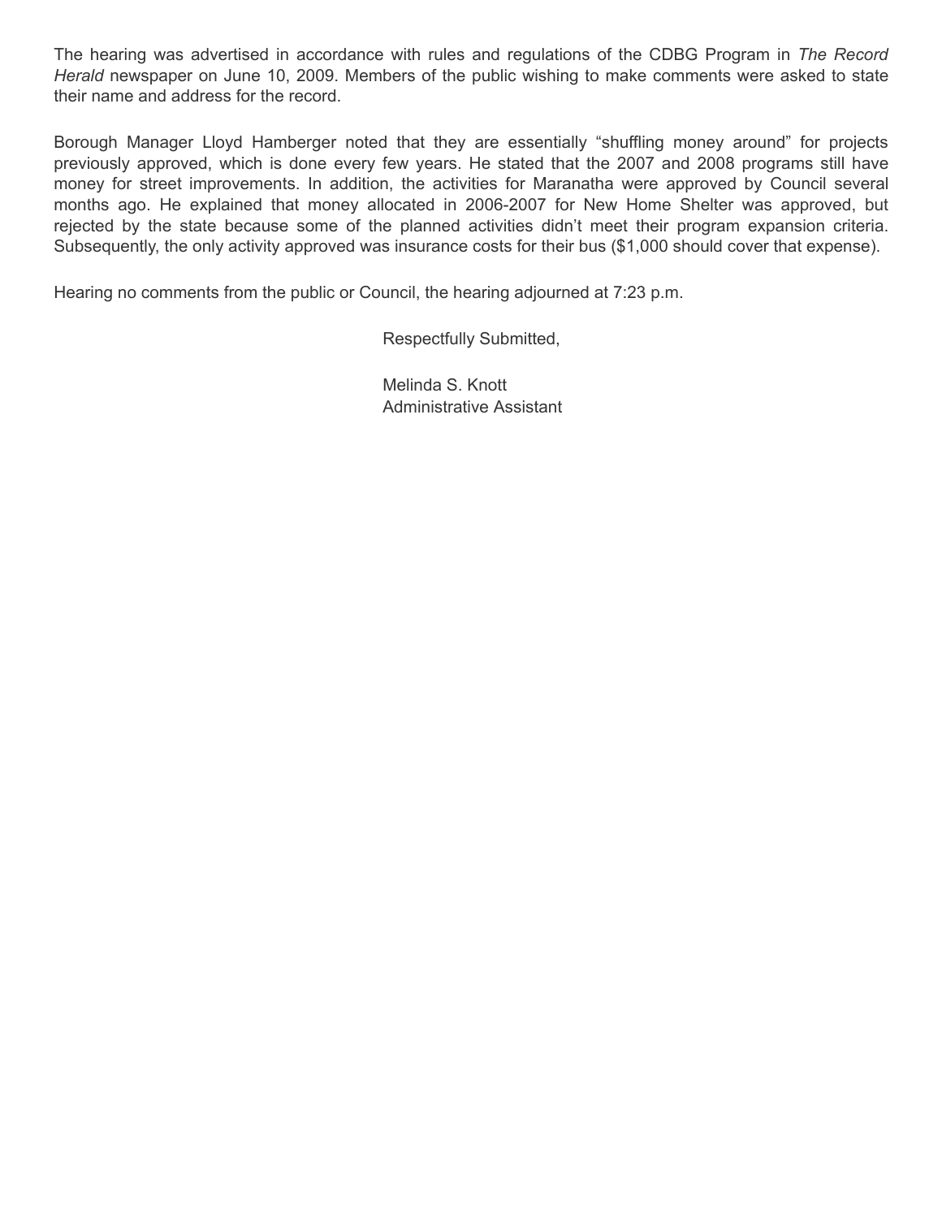The hearing was advertised in accordance with rules and regulations of the CDBG Program in *The Record Herald* newspaper on June 10, 2009. Members of the public wishing to make comments were asked to state their name and address for the record.

Borough Manager Lloyd Hamberger noted that they are essentially “shuffling money around” for projects previously approved, which is done every few years. He stated that the 2007 and 2008 programs still have money for street improvements. In addition, the activities for Maranatha were approved by Council several months ago. He explained that money allocated in 2006-2007 for New Home Shelter was approved, but rejected by the state because some of the planned activities didn’t meet their program expansion criteria. Subsequently, the only activity approved was insurance costs for their bus ($1,000 should cover that expense).

Hearing no comments from the public or Council, the hearing adjourned at 7:23 p.m.

Respectfully Submitted,

Melinda S. Knott
Administrative Assistant